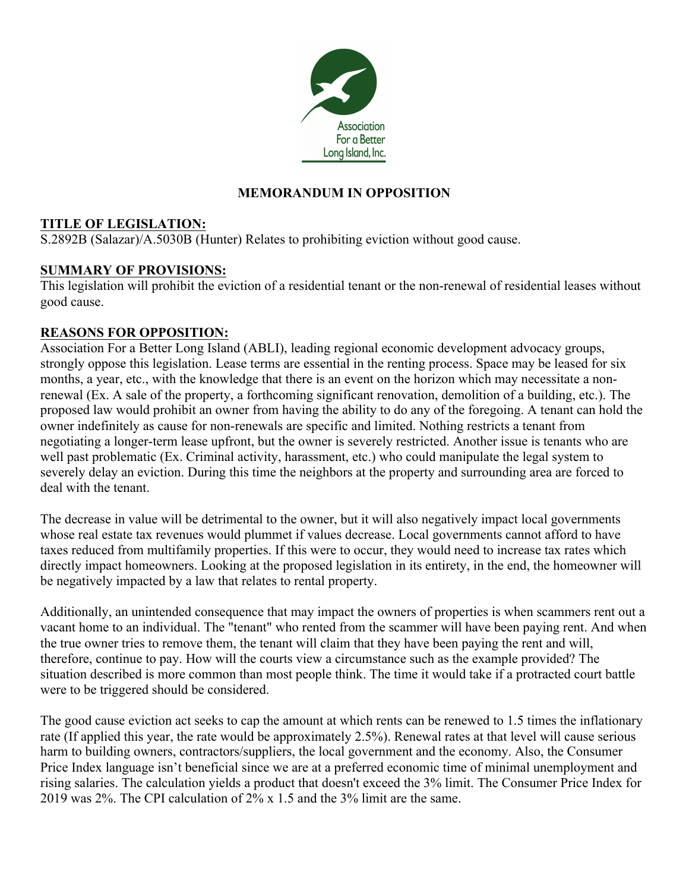Association For a Better Long Island, Inc.

## MEMORANDUM IN OPPOSITION

**TITLE OF LEGISLATION:**

S.2892B (Salazar)/A.5030B (Hunter) Relates to prohibiting eviction without good cause.

**SUMMARY OF PROVISIONS:**

This legislation will prohibit the eviction of a residential tenant or the non-renewal of residential leases without good cause.

**REASONS FOR OPPOSITION:**

Association For a Better Long Island (ABLI), leading regional economic development advocacy groups, strongly oppose this legislation. Lease terms are essential in the renting process. Space may be leased for six months, a year, etc., with the knowledge that there is an event on the horizon which may necessitate a non-renewal (Ex. A sale of the property, a forthcoming significant renovation, demolition of a building, etc.). The proposed law would prohibit an owner from having the ability to do any of the foregoing. A tenant can hold the owner indefinitely as cause for non-renewals are specific and limited. Nothing restricts a tenant from negotiating a longer-term lease upfront, but the owner is severely restricted. Another issue is tenants who are well past problematic (Ex. Criminal activity, harassment, etc.) who could manipulate the legal system to severely delay an eviction. During this time the neighbors at the property and surrounding area are forced to deal with the tenant.

The decrease in value will be detrimental to the owner, but it will also negatively impact local governments whose real estate tax revenues would plummet if values decrease. Local governments cannot afford to have taxes reduced from multifamily properties. If this were to occur, they would need to increase tax rates which directly impact homeowners. Looking at the proposed legislation in its entirety, in the end, the homeowner will be negatively impacted by a law that relates to rental property.

Additionally, an unintended consequence that may impact the owners of properties is when scammers rent out a vacant home to an individual. The "tenant" who rented from the scammer will have been paying rent. And when the true owner tries to remove them, the tenant will claim that they have been paying the rent and will, therefore, continue to pay. How will the courts view a circumstance such as the example provided? The situation described is more common than most people think. The time it would take if a protracted court battle were to be triggered should be considered.

The good cause eviction act seeks to cap the amount at which rents can be renewed to 1.5 times the inflationary rate (If applied this year, the rate would be approximately 2.5%). Renewal rates at that level will cause serious harm to building owners, contractors/suppliers, the local government and the economy. Also, the Consumer Price Index language isn't beneficial since we are at a preferred economic time of minimal unemployment and rising salaries. The calculation yields a product that doesn't exceed the 3% limit. The Consumer Price Index for 2019 was 2%. The CPI calculation of 2% x 1.5 and the 3% limit are the same.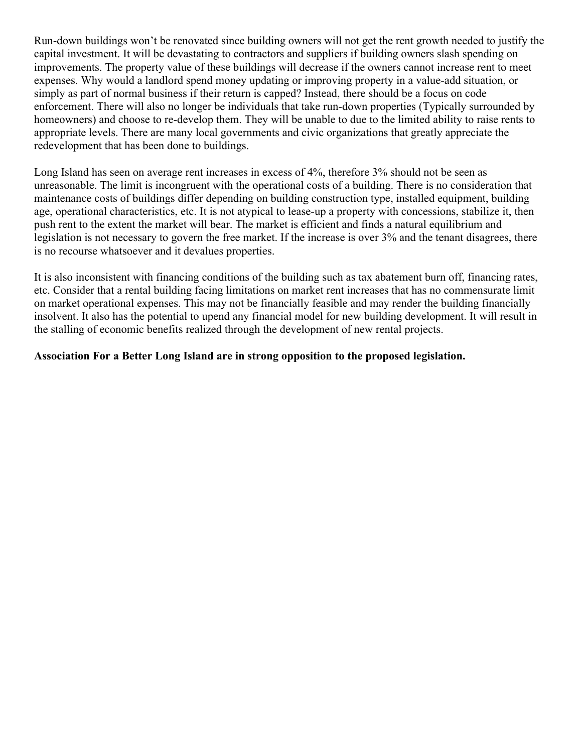Run-down buildings won't be renovated since building owners will not get the rent growth needed to justify the capital investment. It will be devastating to contractors and suppliers if building owners slash spending on improvements. The property value of these buildings will decrease if the owners cannot increase rent to meet expenses. Why would a landlord spend money updating or improving property in a value-add situation, or simply as part of normal business if their return is capped? Instead, there should be a focus on code enforcement. There will also no longer be individuals that take run-down properties (Typically surrounded by homeowners) and choose to re-develop them. They will be unable to due to the limited ability to raise rents to appropriate levels. There are many local governments and civic organizations that greatly appreciate the redevelopment that has been done to buildings.

Long Island has seen on average rent increases in excess of 4%, therefore 3% should not be seen as unreasonable. The limit is incongruent with the operational costs of a building. There is no consideration that maintenance costs of buildings differ depending on building construction type, installed equipment, building age, operational characteristics, etc. It is not atypical to lease-up a property with concessions, stabilize it, then push rent to the extent the market will bear. The market is efficient and finds a natural equilibrium and legislation is not necessary to govern the free market. If the increase is over 3% and the tenant disagrees, there is no recourse whatsoever and it devalues properties.

It is also inconsistent with financing conditions of the building such as tax abatement burn off, financing rates, etc. Consider that a rental building facing limitations on market rent increases that has no commensurate limit on market operational expenses. This may not be financially feasible and may render the building financially insolvent. It also has the potential to upend any financial model for new building development. It will result in the stalling of economic benefits realized through the development of new rental projects.

**Association For a Better Long Island are in strong opposition to the proposed legislation.**